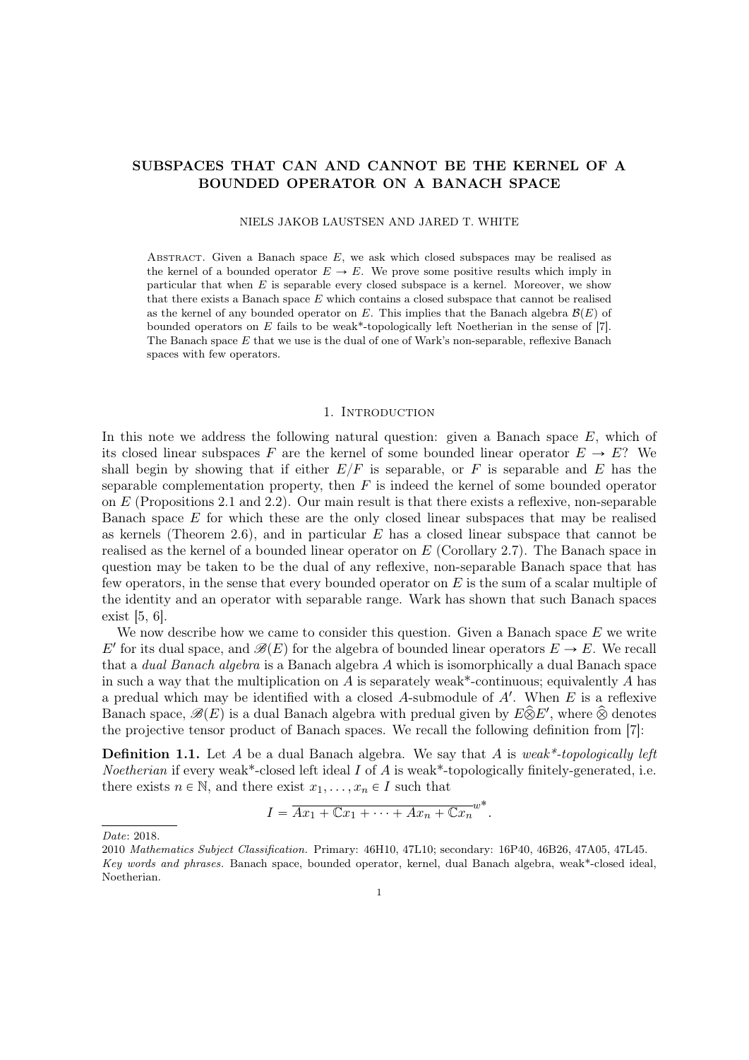# SUBSPACES THAT CAN AND CANNOT BE THE KERNEL OF A BOUNDED OPERATOR ON A BANACH SPACE

NIELS JAKOB LAUSTSEN AND JARED T. WHITE

Abstract. Given a Banach space $E$, we ask which closed subspaces may be realised as the kernel of a bounded operator $E \to E$. We prove some positive results which imply in particular that when $E$ is separable every closed subspace is a kernel. Moreover, we show that there exists a Banach space $E$ which contains a closed subspace that cannot be realised as the kernel of any bounded operator on $E$. This implies that the Banach algebra $\mathcal{B}(E)$ of bounded operators on $E$ fails to be weak*-topologically left Noetherian in the sense of [7]. The Banach space $E$ that we use is the dual of one of Wark's non-separable, reflexive Banach spaces with few operators.

## 1. Introduction

In this note we address the following natural question: given a Banach space $E$, which of its closed linear subspaces $F$ are the kernel of some bounded linear operator $E \to E$? We shall begin by showing that if either $E/F$ is separable, or $F$ is separable and $E$ has the separable complementation property, then $F$ is indeed the kernel of some bounded operator on $E$ (Propositions 2.1 and 2.2). Our main result is that there exists a reflexive, non-separable Banach space $E$ for which these are the only closed linear subspaces that may be realised as kernels (Theorem 2.6), and in particular $E$ has a closed linear subspace that cannot be realised as the kernel of a bounded linear operator on $E$ (Corollary 2.7). The Banach space in question may be taken to be the dual of any reflexive, non-separable Banach space that has few operators, in the sense that every bounded operator on $E$ is the sum of a scalar multiple of the identity and an operator with separable range. Wark has shown that such Banach spaces exist [5, 6].

We now describe how we came to consider this question. Given a Banach space $E$ we write $E'$ for its dual space, and $\mathscr{B}(E)$ for the algebra of bounded linear operators $E \to E$. We recall that a *dual Banach algebra* is a Banach algebra $A$ which is isomorphically a dual Banach space in such a way that the multiplication on $A$ is separately weak*-continuous; equivalently $A$ has a predual which may be identified with a closed $A$-submodule of $A'$. When $E$ is a reflexive Banach space, $\mathscr{B}(E)$ is a dual Banach algebra with predual given by $E\widehat{\otimes}E'$, where $\widehat{\otimes}$ denotes the projective tensor product of Banach spaces. We recall the following definition from [7]:

**Definition 1.1.** Let $A$ be a dual Banach algebra. We say that $A$ is *weak\*-topologically left Noetherian* if every weak*-closed left ideal $I$ of $A$ is weak*-topologically finitely-generated, i.e. there exists $n \in \mathbb{N}$, and there exist $x_1, \ldots, x_n \in I$ such that

$$I = \overline{Ax_1 + \mathbb{C}x_1 + \cdots + Ax_n + \mathbb{C}x_n}^{w^*}.$$

*Date*: 2018.

2010 *Mathematics Subject Classification.* Primary: 46H10, 47L10; secondary: 16P40, 46B26, 47A05, 47L45.

*Key words and phrases.* Banach space, bounded operator, kernel, dual Banach algebra, weak*-closed ideal, Noetherian.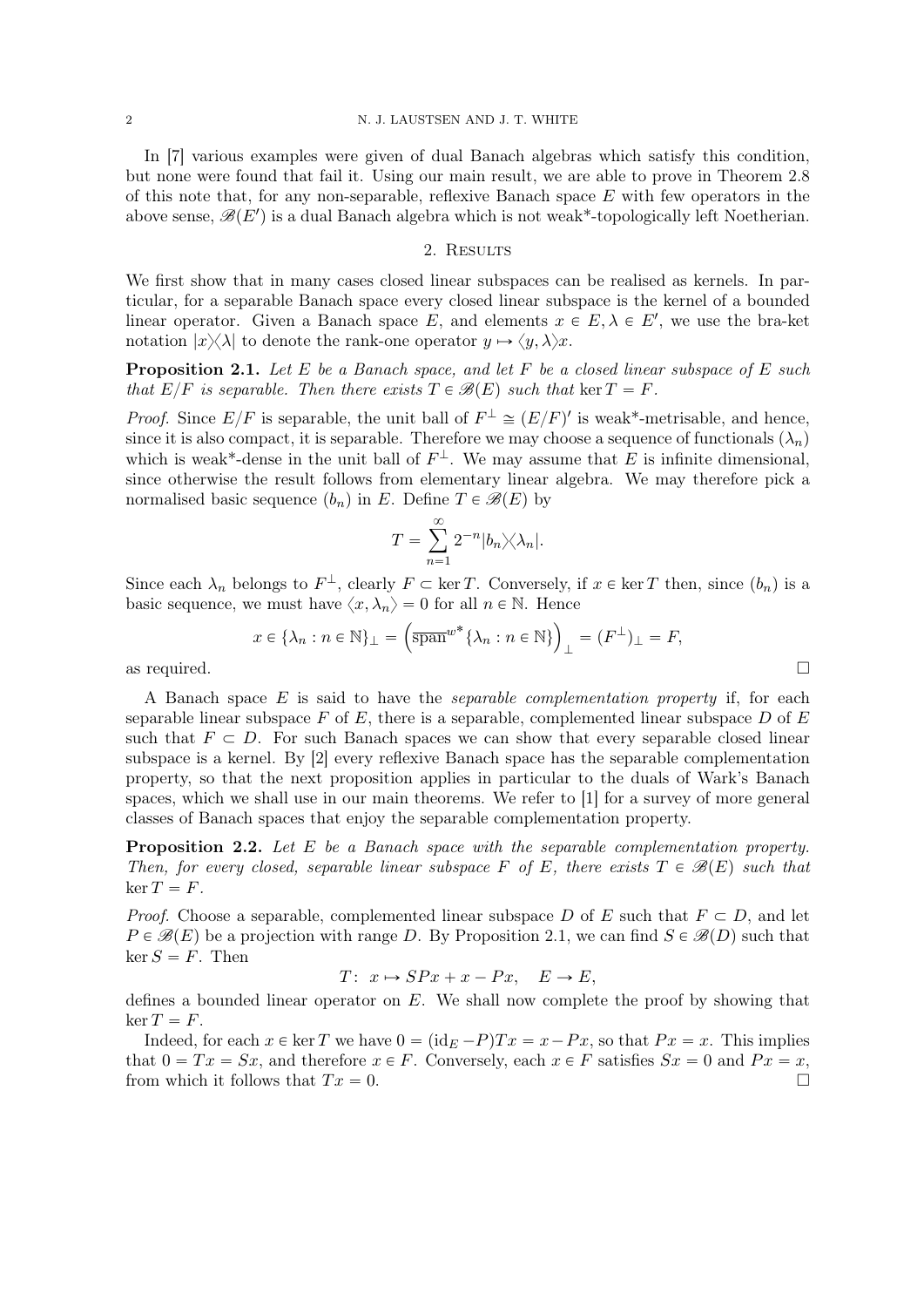In [7] various examples were given of dual Banach algebras which satisfy this condition, but none were found that fail it. Using our main result, we are able to prove in Theorem 2.8 of this note that, for any non-separable, reflexive Banach space $E$ with few operators in the above sense, $\mathscr{B}(E')$ is a dual Banach algebra which is not weak*-topologically left Noetherian.

## 2. Results

We first show that in many cases closed linear subspaces can be realised as kernels. In particular, for a separable Banach space every closed linear subspace is the kernel of a bounded linear operator. Given a Banach space $E$, and elements $x \in E, \lambda \in E'$, we use the bra-ket notation $|x\rangle\langle\lambda|$ to denote the rank-one operator $y \mapsto \langle y, \lambda\rangle x$.

**Proposition 2.1.** *Let $E$ be a Banach space, and let $F$ be a closed linear subspace of $E$ such that $E/F$ is separable. Then there exists $T \in \mathscr{B}(E)$ such that $\ker T = F$.*

*Proof.* Since $E/F$ is separable, the unit ball of $F^\perp \cong (E/F)'$ is weak*-metrisable, and hence, since it is also compact, it is separable. Therefore we may choose a sequence of functionals $(\lambda_n)$ which is weak*-dense in the unit ball of $F^\perp$. We may assume that $E$ is infinite dimensional, since otherwise the result follows from elementary linear algebra. We may therefore pick a normalised basic sequence $(b_n)$ in $E$. Define $T \in \mathscr{B}(E)$ by

$$T = \sum_{n=1}^{\infty} 2^{-n} |b_n\rangle\langle\lambda_n|.$$

Since each $\lambda_n$ belongs to $F^\perp$, clearly $F \subset \ker T$. Conversely, if $x \in \ker T$ then, since $(b_n)$ is a basic sequence, we must have $\langle x, \lambda_n\rangle = 0$ for all $n \in \mathbb{N}$. Hence

$$x \in \{\lambda_n : n \in \mathbb{N}\}_\perp = \left(\overline{\operatorname{span}}^{w^*}\{\lambda_n : n \in \mathbb{N}\}\right)_\perp = (F^\perp)_\perp = F,$$

as required. $\square$

A Banach space $E$ is said to have the *separable complementation property* if, for each separable linear subspace $F$ of $E$, there is a separable, complemented linear subspace $D$ of $E$ such that $F \subset D$. For such Banach spaces we can show that every separable closed linear subspace is a kernel. By [2] every reflexive Banach space has the separable complementation property, so that the next proposition applies in particular to the duals of Wark's Banach spaces, which we shall use in our main theorems. We refer to [1] for a survey of more general classes of Banach spaces that enjoy the separable complementation property.

**Proposition 2.2.** *Let $E$ be a Banach space with the separable complementation property. Then, for every closed, separable linear subspace $F$ of $E$, there exists $T \in \mathscr{B}(E)$ such that $\ker T = F$.*

*Proof.* Choose a separable, complemented linear subspace $D$ of $E$ such that $F \subset D$, and let $P \in \mathscr{B}(E)$ be a projection with range $D$. By Proposition 2.1, we can find $S \in \mathscr{B}(D)$ such that $\ker S = F$. Then

$$T\colon\ x \mapsto SPx + x - Px, \quad E \to E,$$

defines a bounded linear operator on $E$. We shall now complete the proof by showing that $\ker T = F$.

Indeed, for each $x \in \ker T$ we have $0 = (\mathrm{id}_E - P)Tx = x - Px$, so that $Px = x$. This implies that $0 = Tx = Sx$, and therefore $x \in F$. Conversely, each $x \in F$ satisfies $Sx = 0$ and $Px = x$, from which it follows that $Tx = 0$. $\square$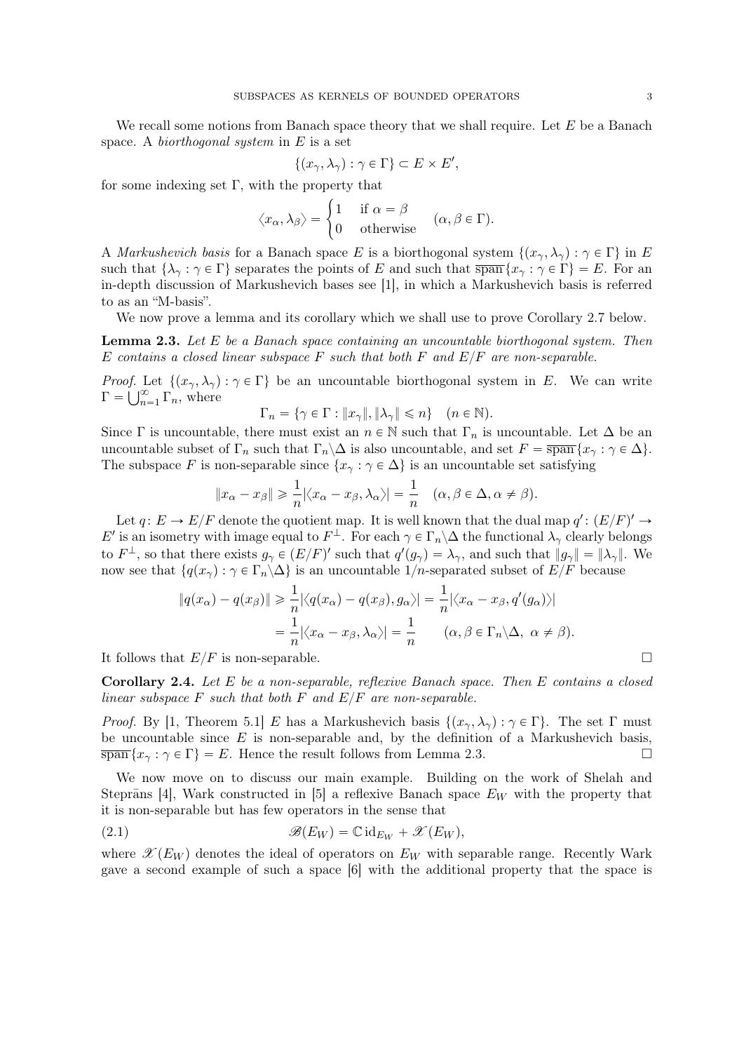We recall some notions from Banach space theory that we shall require. Let $E$ be a Banach space. A *biorthogonal system* in $E$ is a set

$$\{(x_\gamma, \lambda_\gamma) : \gamma \in \Gamma\} \subset E \times E',$$

for some indexing set $\Gamma$, with the property that

$$\langle x_\alpha, \lambda_\beta \rangle = \begin{cases} 1 & \text{if } \alpha = \beta \\ 0 & \text{otherwise} \end{cases} \quad (\alpha, \beta \in \Gamma).$$

A *Markushevich basis* for a Banach space $E$ is a biorthogonal system $\{(x_\gamma, \lambda_\gamma) : \gamma \in \Gamma\}$ in $E$ such that $\{\lambda_\gamma : \gamma \in \Gamma\}$ separates the points of $E$ and such that $\overline{\operatorname{span}}\{x_\gamma : \gamma \in \Gamma\} = E$. For an in-depth discussion of Markushevich bases see [1], in which a Markushevich basis is referred to as an "M-basis".

We now prove a lemma and its corollary which we shall use to prove Corollary 2.7 below.

**Lemma 2.3.** *Let $E$ be a Banach space containing an uncountable biorthogonal system. Then $E$ contains a closed linear subspace $F$ such that both $F$ and $E/F$ are non-separable.*

*Proof.* Let $\{(x_\gamma, \lambda_\gamma) : \gamma \in \Gamma\}$ be an uncountable biorthogonal system in $E$. We can write $\Gamma = \bigcup_{n=1}^\infty \Gamma_n$, where

$$\Gamma_n = \{\gamma \in \Gamma : \|x_\gamma\|, \|\lambda_\gamma\| \leqslant n\} \quad (n \in \mathbb{N}).$$

Since $\Gamma$ is uncountable, there must exist an $n \in \mathbb{N}$ such that $\Gamma_n$ is uncountable. Let $\Delta$ be an uncountable subset of $\Gamma_n$ such that $\Gamma_n \backslash \Delta$ is also uncountable, and set $F = \overline{\operatorname{span}}\{x_\gamma : \gamma \in \Delta\}$. The subspace $F$ is non-separable since $\{x_\gamma : \gamma \in \Delta\}$ is an uncountable set satisfying

$$\|x_\alpha - x_\beta\| \geqslant \frac{1}{n}|\langle x_\alpha - x_\beta, \lambda_\alpha \rangle| = \frac{1}{n} \quad (\alpha, \beta \in \Delta, \alpha \neq \beta).$$

Let $q \colon E \to E/F$ denote the quotient map. It is well known that the dual map $q' \colon (E/F)' \to E'$ is an isometry with image equal to $F^\perp$. For each $\gamma \in \Gamma_n \backslash \Delta$ the functional $\lambda_\gamma$ clearly belongs to $F^\perp$, so that there exists $g_\gamma \in (E/F)'$ such that $q'(g_\gamma) = \lambda_\gamma$, and such that $\|g_\gamma\| = \|\lambda_\gamma\|$. We now see that $\{q(x_\gamma) : \gamma \in \Gamma_n \backslash \Delta\}$ is an uncountable $1/n$-separated subset of $E/F$ because

$$\begin{aligned} \|q(x_\alpha) - q(x_\beta)\| &\geqslant \frac{1}{n}|\langle q(x_\alpha) - q(x_\beta), g_\alpha \rangle| = \frac{1}{n}|\langle x_\alpha - x_\beta, q'(g_\alpha) \rangle| \\ &= \frac{1}{n}|\langle x_\alpha - x_\beta, \lambda_\alpha \rangle| = \frac{1}{n} \qquad (\alpha, \beta \in \Gamma_n \backslash \Delta,\ \alpha \neq \beta). \end{aligned}$$

It follows that $E/F$ is non-separable. $\square$

**Corollary 2.4.** *Let $E$ be a non-separable, reflexive Banach space. Then $E$ contains a closed linear subspace $F$ such that both $F$ and $E/F$ are non-separable.*

*Proof.* By [1, Theorem 5.1] $E$ has a Markushevich basis $\{(x_\gamma, \lambda_\gamma) : \gamma \in \Gamma\}$. The set $\Gamma$ must be uncountable since $E$ is non-separable and, by the definition of a Markushevich basis, $\overline{\operatorname{span}}\{x_\gamma : \gamma \in \Gamma\} = E$. Hence the result follows from Lemma 2.3. $\square$

We now move on to discuss our main example. Building on the work of Shelah and Steprāns [4], Wark constructed in [5] a reflexive Banach space $E_W$ with the property that it is non-separable but has few operators in the sense that

$$\mathscr{B}(E_W) = \mathbb{C}\,\mathrm{id}_{E_W} + \mathscr{X}(E_W), \tag{2.1}$$

where $\mathscr{X}(E_W)$ denotes the ideal of operators on $E_W$ with separable range. Recently Wark gave a second example of such a space [6] with the additional property that the space is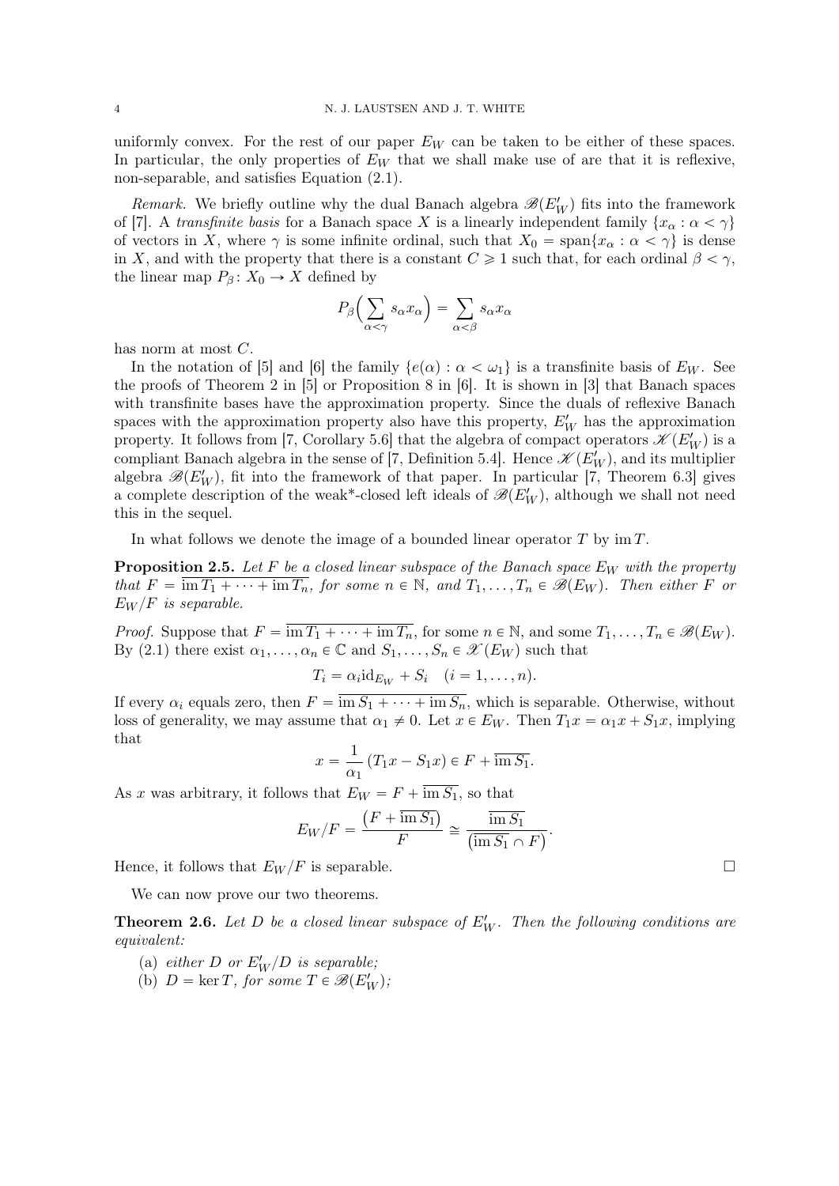uniformly convex. For the rest of our paper $E_W$ can be taken to be either of these spaces. In particular, the only properties of $E_W$ that we shall make use of are that it is reflexive, non-separable, and satisfies Equation (2.1).

*Remark.* We briefly outline why the dual Banach algebra $\mathscr{B}(E_W')$ fits into the framework of [7]. A *transfinite basis* for a Banach space $X$ is a linearly independent family $\{x_\alpha : \alpha < \gamma\}$ of vectors in $X$, where $\gamma$ is some infinite ordinal, such that $X_0 = \operatorname{span}\{x_\alpha : \alpha < \gamma\}$ is dense in $X$, and with the property that there is a constant $C \geqslant 1$ such that, for each ordinal $\beta < \gamma$, the linear map $P_\beta \colon X_0 \to X$ defined by

$$P_\beta\Big(\sum_{\alpha<\gamma} s_\alpha x_\alpha\Big) = \sum_{\alpha<\beta} s_\alpha x_\alpha$$

has norm at most $C$.

In the notation of [5] and [6] the family $\{e(\alpha) : \alpha < \omega_1\}$ is a transfinite basis of $E_W$. See the proofs of Theorem 2 in [5] or Proposition 8 in [6]. It is shown in [3] that Banach spaces with transfinite bases have the approximation property. Since the duals of reflexive Banach spaces with the approximation property also have this property, $E_W'$ has the approximation property. It follows from [7, Corollary 5.6] that the algebra of compact operators $\mathscr{K}(E_W')$ is a compliant Banach algebra in the sense of [7, Definition 5.4]. Hence $\mathscr{K}(E_W')$, and its multiplier algebra $\mathscr{B}(E_W')$, fit into the framework of that paper. In particular [7, Theorem 6.3] gives a complete description of the weak\*-closed left ideals of $\mathscr{B}(E_W')$, although we shall not need this in the sequel.

In what follows we denote the image of a bounded linear operator $T$ by $\operatorname{im} T$.

**Proposition 2.5.** *Let $F$ be a closed linear subspace of the Banach space $E_W$ with the property that $F = \overline{\operatorname{im} T_1 + \cdots + \operatorname{im} T_n}$, for some $n \in \mathbb{N}$, and $T_1, \ldots, T_n \in \mathscr{B}(E_W)$. Then either $F$ or $E_W/F$ is separable.*

*Proof.* Suppose that $F = \overline{\operatorname{im} T_1 + \cdots + \operatorname{im} T_n}$, for some $n \in \mathbb{N}$, and some $T_1, \ldots, T_n \in \mathscr{B}(E_W)$. By (2.1) there exist $\alpha_1, \ldots, \alpha_n \in \mathbb{C}$ and $S_1, \ldots, S_n \in \mathscr{X}(E_W)$ such that

$$T_i = \alpha_i \mathrm{id}_{E_W} + S_i \quad (i = 1, \ldots, n).$$

If every $\alpha_i$ equals zero, then $F = \overline{\operatorname{im} S_1 + \cdots + \operatorname{im} S_n}$, which is separable. Otherwise, without loss of generality, we may assume that $\alpha_1 \neq 0$. Let $x \in E_W$. Then $T_1 x = \alpha_1 x + S_1 x$, implying that

$$x = \frac{1}{\alpha_1}(T_1 x - S_1 x) \in F + \overline{\operatorname{im} S_1}.$$

As $x$ was arbitrary, it follows that $E_W = F + \overline{\operatorname{im} S_1}$, so that

$$E_W/F = \frac{\big(F + \overline{\operatorname{im} S_1}\big)}{F} \cong \frac{\overline{\operatorname{im} S_1}}{\big(\overline{\operatorname{im} S_1} \cap F\big)}.$$

Hence, it follows that $E_W/F$ is separable. $\square$

We can now prove our two theorems.

**Theorem 2.6.** *Let $D$ be a closed linear subspace of $E_W'$. Then the following conditions are equivalent:*

(a) *either $D$ or $E_W'/D$ is separable;*
(b) *$D = \ker T$, for some $T \in \mathscr{B}(E_W')$;*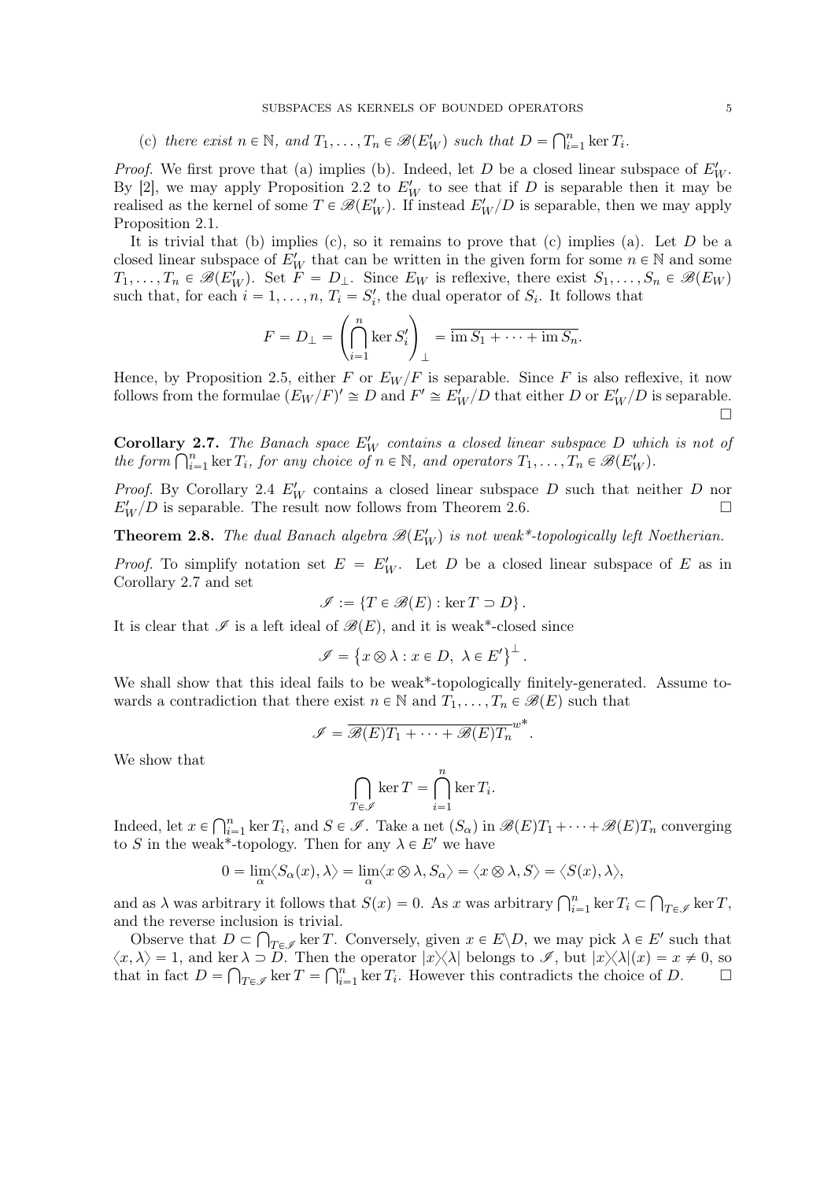(c) *there exist $n \in \mathbb{N}$, and $T_1, \ldots, T_n \in \mathscr{B}(E'_W)$ such that $D = \bigcap_{i=1}^n \ker T_i$.*

*Proof.* We first prove that (a) implies (b). Indeed, let $D$ be a closed linear subspace of $E'_W$. By [2], we may apply Proposition 2.2 to $E'_W$ to see that if $D$ is separable then it may be realised as the kernel of some $T \in \mathscr{B}(E'_W)$. If instead $E'_W/D$ is separable, then we may apply Proposition 2.1.

It is trivial that (b) implies (c), so it remains to prove that (c) implies (a). Let $D$ be a closed linear subspace of $E'_W$ that can be written in the given form for some $n \in \mathbb{N}$ and some $T_1, \ldots, T_n \in \mathscr{B}(E'_W)$. Set $F = D_\perp$. Since $E_W$ is reflexive, there exist $S_1, \ldots, S_n \in \mathscr{B}(E_W)$ such that, for each $i = 1, \ldots, n$, $T_i = S'_i$, the dual operator of $S_i$. It follows that

$$F = D_\perp = \left( \bigcap_{i=1}^n \ker S'_i \right)_\perp = \overline{\operatorname{im} S_1 + \cdots + \operatorname{im} S_n}.$$

Hence, by Proposition 2.5, either $F$ or $E_W/F$ is separable. Since $F$ is also reflexive, it now follows from the formulae $(E_W/F)' \cong D$ and $F' \cong E'_W/D$ that either $D$ or $E'_W/D$ is separable. $\square$

**Corollary 2.7.** *The Banach space $E'_W$ contains a closed linear subspace $D$ which is not of the form $\bigcap_{i=1}^n \ker T_i$, for any choice of $n \in \mathbb{N}$, and operators $T_1, \ldots, T_n \in \mathscr{B}(E'_W)$.*

*Proof.* By Corollary 2.4 $E'_W$ contains a closed linear subspace $D$ such that neither $D$ nor $E'_W/D$ is separable. The result now follows from Theorem 2.6. $\square$

**Theorem 2.8.** *The dual Banach algebra $\mathscr{B}(E'_W)$ is not weak\*-topologically left Noetherian.*

*Proof.* To simplify notation set $E = E'_W$. Let $D$ be a closed linear subspace of $E$ as in Corollary 2.7 and set

$$\mathscr{I} := \{T \in \mathscr{B}(E) : \ker T \supset D\}.$$

It is clear that $\mathscr{I}$ is a left ideal of $\mathscr{B}(E)$, and it is weak*-closed since

$$\mathscr{I} = \left\{ x \otimes \lambda : x \in D, \ \lambda \in E' \right\}^\perp.$$

We shall show that this ideal fails to be weak*-topologically finitely-generated. Assume towards a contradiction that there exist $n \in \mathbb{N}$ and $T_1, \ldots, T_n \in \mathscr{B}(E)$ such that

$$\mathscr{I} = \overline{\mathscr{B}(E)T_1 + \cdots + \mathscr{B}(E)T_n}^{w^*}.$$

We show that

$$\bigcap_{T \in \mathscr{I}} \ker T = \bigcap_{i=1}^n \ker T_i.$$

Indeed, let $x \in \bigcap_{i=1}^n \ker T_i$, and $S \in \mathscr{I}$. Take a net $(S_\alpha)$ in $\mathscr{B}(E)T_1 + \cdots + \mathscr{B}(E)T_n$ converging to $S$ in the weak*-topology. Then for any $\lambda \in E'$ we have

$$0 = \lim_\alpha \langle S_\alpha(x), \lambda \rangle = \lim_\alpha \langle x \otimes \lambda, S_\alpha \rangle = \langle x \otimes \lambda, S \rangle = \langle S(x), \lambda \rangle,$$

and as $\lambda$ was arbitrary it follows that $S(x) = 0$. As $x$ was arbitrary $\bigcap_{i=1}^n \ker T_i \subset \bigcap_{T \in \mathscr{I}} \ker T$, and the reverse inclusion is trivial.

Observe that $D \subset \bigcap_{T \in \mathscr{I}} \ker T$. Conversely, given $x \in E \backslash D$, we may pick $\lambda \in E'$ such that $\langle x, \lambda \rangle = 1$, and $\ker \lambda \supset D$. Then the operator $|x\rangle\langle\lambda|$ belongs to $\mathscr{I}$, but $|x\rangle\langle\lambda|(x) = x \neq 0$, so that in fact $D = \bigcap_{T \in \mathscr{I}} \ker T = \bigcap_{i=1}^n \ker T_i$. However this contradicts the choice of $D$. $\square$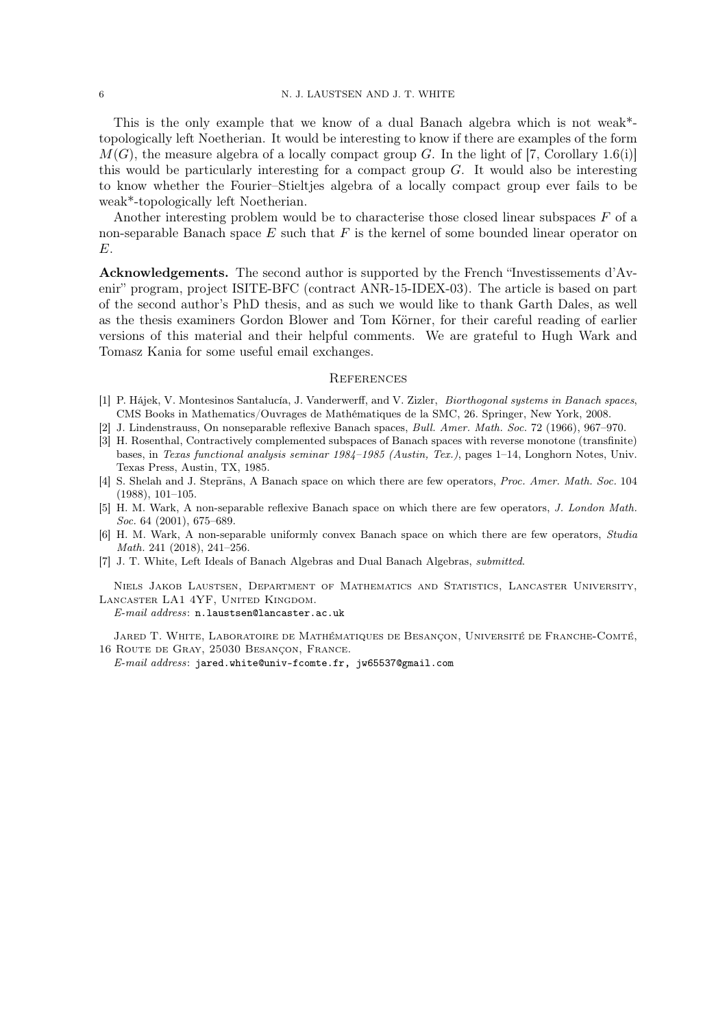This is the only example that we know of a dual Banach algebra which is not weak*-topologically left Noetherian. It would be interesting to know if there are examples of the form $M(G)$, the measure algebra of a locally compact group $G$. In the light of [7, Corollary 1.6(i)] this would be particularly interesting for a compact group $G$. It would also be interesting to know whether the Fourier–Stieltjes algebra of a locally compact group ever fails to be weak*-topologically left Noetherian.

Another interesting problem would be to characterise those closed linear subspaces $F$ of a non-separable Banach space $E$ such that $F$ is the kernel of some bounded linear operator on $E$.

**Acknowledgements.** The second author is supported by the French "Investissements d'Avenir" program, project ISITE-BFC (contract ANR-15-IDEX-03). The article is based on part of the second author's PhD thesis, and as such we would like to thank Garth Dales, as well as the thesis examiners Gordon Blower and Tom Körner, for their careful reading of earlier versions of this material and their helpful comments. We are grateful to Hugh Wark and Tomasz Kania for some useful email exchanges.

## References

[1] P. Hájek, V. Montesinos Santalucía, J. Vanderwerff, and V. Zizler, *Biorthogonal systems in Banach spaces*, CMS Books in Mathematics/Ouvrages de Mathématiques de la SMC, 26. Springer, New York, 2008.

[2] J. Lindenstrauss, On nonseparable reflexive Banach spaces, *Bull. Amer. Math. Soc.* 72 (1966), 967–970.

[3] H. Rosenthal, Contractively complemented subspaces of Banach spaces with reverse monotone (transfinite) bases, in *Texas functional analysis seminar 1984–1985 (Austin, Tex.)*, pages 1–14, Longhorn Notes, Univ. Texas Press, Austin, TX, 1985.

[4] S. Shelah and J. Steprāns, A Banach space on which there are few operators, *Proc. Amer. Math. Soc.* 104 (1988), 101–105.

[5] H. M. Wark, A non-separable reflexive Banach space on which there are few operators, *J. London Math. Soc.* 64 (2001), 675–689.

[6] H. M. Wark, A non-separable uniformly convex Banach space on which there are few operators, *Studia Math.* 241 (2018), 241–256.

[7] J. T. White, Left Ideals of Banach Algebras and Dual Banach Algebras, *submitted*.

Niels Jakob Laustsen, Department of Mathematics and Statistics, Lancaster University, Lancaster LA1 4YF, United Kingdom.

*E-mail address*: n.laustsen@lancaster.ac.uk

Jared T. White, Laboratoire de Mathématiques de Besançon, Université de Franche-Comté, 16 Route de Gray, 25030 Besançon, France.

*E-mail address*: jared.white@univ-fcomte.fr, jw65537@gmail.com